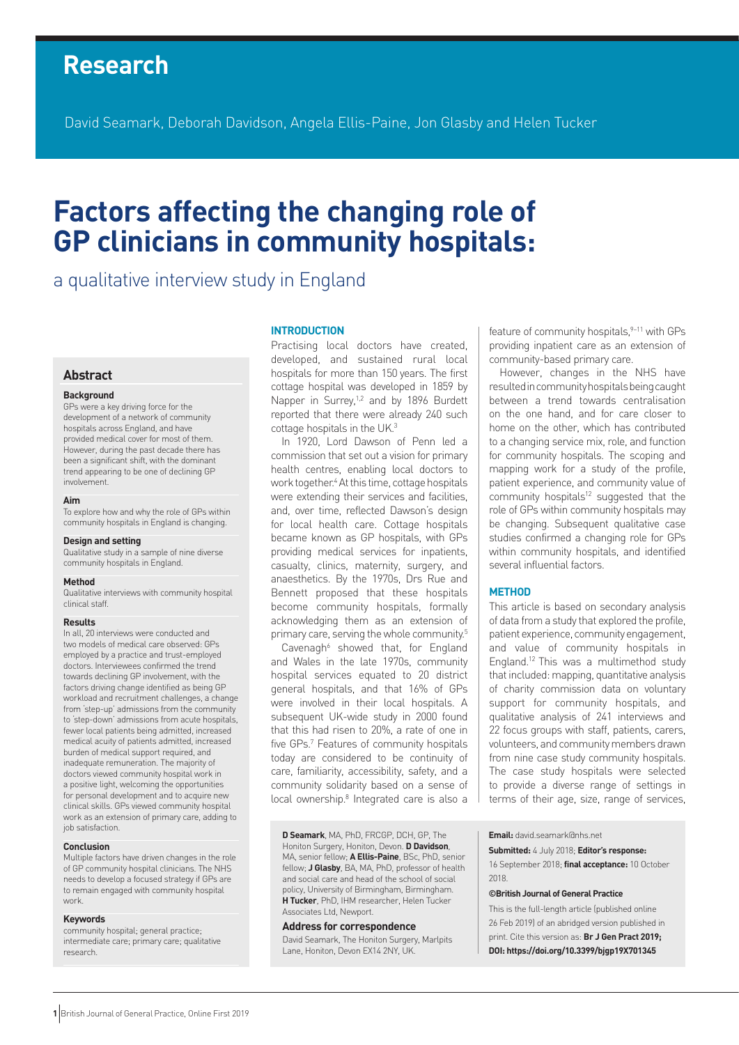# Research

David Seamark, Deborah Davidson, Angela Ellis-Paine, Jon Glasby and Helen Tucker

# Factors affecting the changing role of GP clinicians in community hospitals:

## a qualitative interview study in England

## Abstract

### Background

GPs were a key driving force for the development of a network of community hospitals across England, and have provided medical cover for most of them. However, during the past decade there has been a significant shift, with the dominant trend appearing to be one of declining GP involvement.

### Aim

To explore how and why the role of GPs within community hospitals in England is changing.

### Design and setting

Qualitative study in a sample of nine diverse community hospitals in England.

### Method

Qualitative interviews with community hospital clinical staff.

### Results

In all, 20 interviews were conducted and two models of medical care observed: GPs employed by a practice and trust-employed doctors. Interviewees confirmed the trend towards declining GP involvement, with the factors driving change identified as being GP workload and recruitment challenges, a change from 'step-up' admissions from the community to 'step-down' admissions from acute hospitals, fewer local patients being admitted, increased medical acuity of patients admitted, increased burden of medical support required, and inadequate remuneration. The majority of doctors viewed community hospital work in a positive light, welcoming the opportunities for personal development and to acquire new clinical skills. GPs viewed community hospital work as an extension of primary care, adding to job satisfaction.

### Conclusion

Multiple factors have driven changes in the role of GP community hospital clinicians. The NHS needs to develop a focused strategy if GPs are to remain engaged with community hospital work.

### Keywords

community hospital; general practice; intermediate care; primary care; qualitative research.

## INTRODUCTION

Practising local doctors have created, developed, and sustained rural local hospitals for more than 150 years. The first cottage hospital was developed in 1859 by Napper in Surrey,[1,2] and by 1896 Burdett reported that there were already 240 such cottage hospitals in the UK.[3]

In 1920, Lord Dawson of Penn led a commission that set out a vision for primary health centres, enabling local doctors to work together.[4] At this time, cottage hospitals were extending their services and facilities, and, over time, reflected Dawson's design for local health care. Cottage hospitals became known as GP hospitals, with GPs providing medical services for inpatients, casualty, clinics, maternity, surgery, and anaesthetics. By the 1970s, Drs Rue and Bennett proposed that these hospitals become community hospitals, formally acknowledging them as an extension of primary care, serving the whole community.[5]

Cavenagh[6] showed that, for England and Wales in the late 1970s, community hospital services equated to 20 district general hospitals, and that 16% of GPs were involved in their local hospitals. A subsequent UK-wide study in 2000 found that this had risen to 20%, a rate of one in five GPs.[7] Features of community hospitals today are considered to be continuity of care, familiarity, accessibility, safety, and a community solidarity based on a sense of local ownership.[8] Integrated care is also a feature of community hospitals,[9–11] with GPs providing inpatient care as an extension of community-based primary care.

However, changes in the NHS have resulted in community hospitals being caught between a trend towards centralisation on the one hand, and for care closer to home on the other, which has contributed to a changing service mix, role, and function for community hospitals. The scoping and mapping work for a study of the profile, patient experience, and community value of community hospitals[12] suggested that the role of GPs within community hospitals may be changing. Subsequent qualitative case studies confirmed a changing role for GPs within community hospitals, and identified several influential factors.

## METHOD

This article is based on secondary analysis of data from a study that explored the profile, patient experience, community engagement, and value of community hospitals in England.[12] This was a multimethod study that included: mapping, quantitative analysis of charity commission data on voluntary support for community hospitals, and qualitative analysis of 241 interviews and 22 focus groups with staff, patients, carers, volunteers, and community members drawn from nine case study community hospitals. The case study hospitals were selected to provide a diverse range of settings in terms of their age, size, range of services,

**D Seamark**, MA, PhD, FRCGP, DCH, GP, The Honiton Surgery, Honiton, Devon. **D Davidson**, MA, senior fellow; **A Ellis-Paine**, BSc, PhD, senior fellow; **J Glasby**, BA, MA, PhD, professor of health and social care and head of the school of social policy, University of Birmingham, Birmingham. **H Tucker**, PhD, IHM researcher, Helen Tucker Associates Ltd, Newport.

### Address for correspondence

David Seamark, The Honiton Surgery, Marlpits Lane, Honiton, Devon EX14 2NY, UK.

**Email:** david.seamark@nhs.net

**Submitted:** 4 July 2018; **Editor's response:** 16 September 2018; **final acceptance:** 10 October 2018.

**©British Journal of General Practice**

This is the full-length article (published online 26 Feb 2019) of an abridged version published in print. Cite this version as: **Br J Gen Pract 2019; DOI: https://doi.org/10.3399/bjgp19X701345**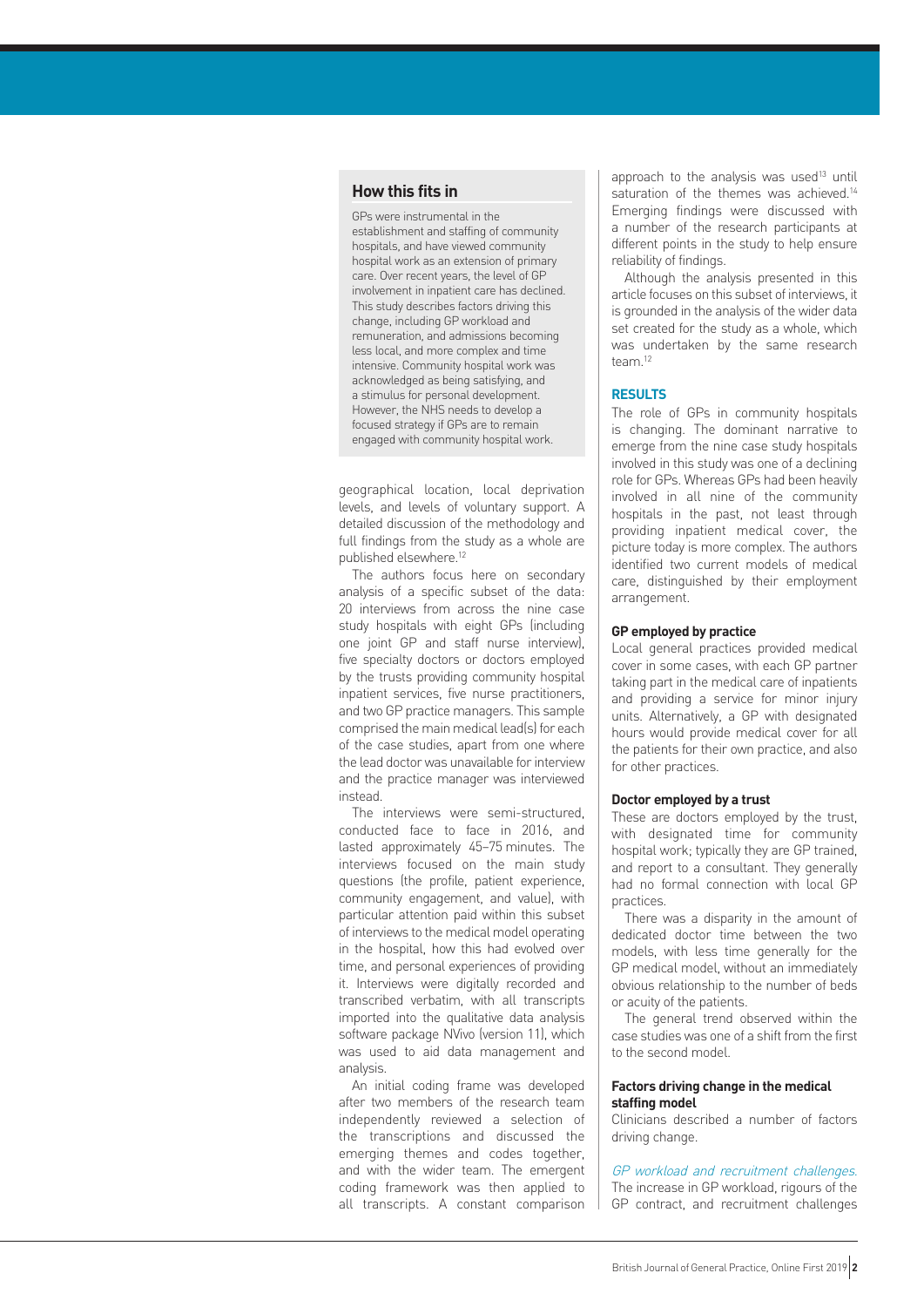## How this fits in

GPs were instrumental in the establishment and staffing of community hospitals, and have viewed community hospital work as an extension of primary care. Over recent years, the level of GP involvement in inpatient care has declined. This study describes factors driving this change, including GP workload and remuneration, and admissions becoming less local, and more complex and time intensive. Community hospital work was acknowledged as being satisfying, and a stimulus for personal development. However, the NHS needs to develop a focused strategy if GPs are to remain engaged with community hospital work.

geographical location, local deprivation levels, and levels of voluntary support. A detailed discussion of the methodology and full findings from the study as a whole are published elsewhere.[12]

The authors focus here on secondary analysis of a specific subset of the data: 20 interviews from across the nine case study hospitals with eight GPs (including one joint GP and staff nurse interview), five specialty doctors or doctors employed by the trusts providing community hospital inpatient services, five nurse practitioners, and two GP practice managers. This sample comprised the main medical lead(s) for each of the case studies, apart from one where the lead doctor was unavailable for interview and the practice manager was interviewed instead.

The interviews were semi-structured, conducted face to face in 2016, and lasted approximately 45–75 minutes. The interviews focused on the main study questions (the profile, patient experience, community engagement, and value), with particular attention paid within this subset of interviews to the medical model operating in the hospital, how this had evolved over time, and personal experiences of providing it. Interviews were digitally recorded and transcribed verbatim, with all transcripts imported into the qualitative data analysis software package NVivo (version 11), which was used to aid data management and analysis.

An initial coding frame was developed after two members of the research team independently reviewed a selection of the transcriptions and discussed the emerging themes and codes together, and with the wider team. The emergent coding framework was then applied to all transcripts. A constant comparison approach to the analysis was used[13] until saturation of the themes was achieved.[14] Emerging findings were discussed with a number of the research participants at different points in the study to help ensure reliability of findings.

Although the analysis presented in this article focuses on this subset of interviews, it is grounded in the analysis of the wider data set created for the study as a whole, which was undertaken by the same research team.[12]

## RESULTS

The role of GPs in community hospitals is changing. The dominant narrative to emerge from the nine case study hospitals involved in this study was one of a declining role for GPs. Whereas GPs had been heavily involved in all nine of the community hospitals in the past, not least through providing inpatient medical cover, the picture today is more complex. The authors identified two current models of medical care, distinguished by their employment arrangement.

### GP employed by practice

Local general practices provided medical cover in some cases, with each GP partner taking part in the medical care of inpatients and providing a service for minor injury units. Alternatively, a GP with designated hours would provide medical cover for all the patients for their own practice, and also for other practices.

### Doctor employed by a trust

These are doctors employed by the trust, with designated time for community hospital work; typically they are GP trained, and report to a consultant. They generally had no formal connection with local GP practices.

There was a disparity in the amount of dedicated doctor time between the two models, with less time generally for the GP medical model, without an immediately obvious relationship to the number of beds or acuity of the patients.

The general trend observed within the case studies was one of a shift from the first to the second model.

### Factors driving change in the medical staffing model

Clinicians described a number of factors driving change.

*GP workload and recruitment challenges.* The increase in GP workload, rigours of the GP contract, and recruitment challenges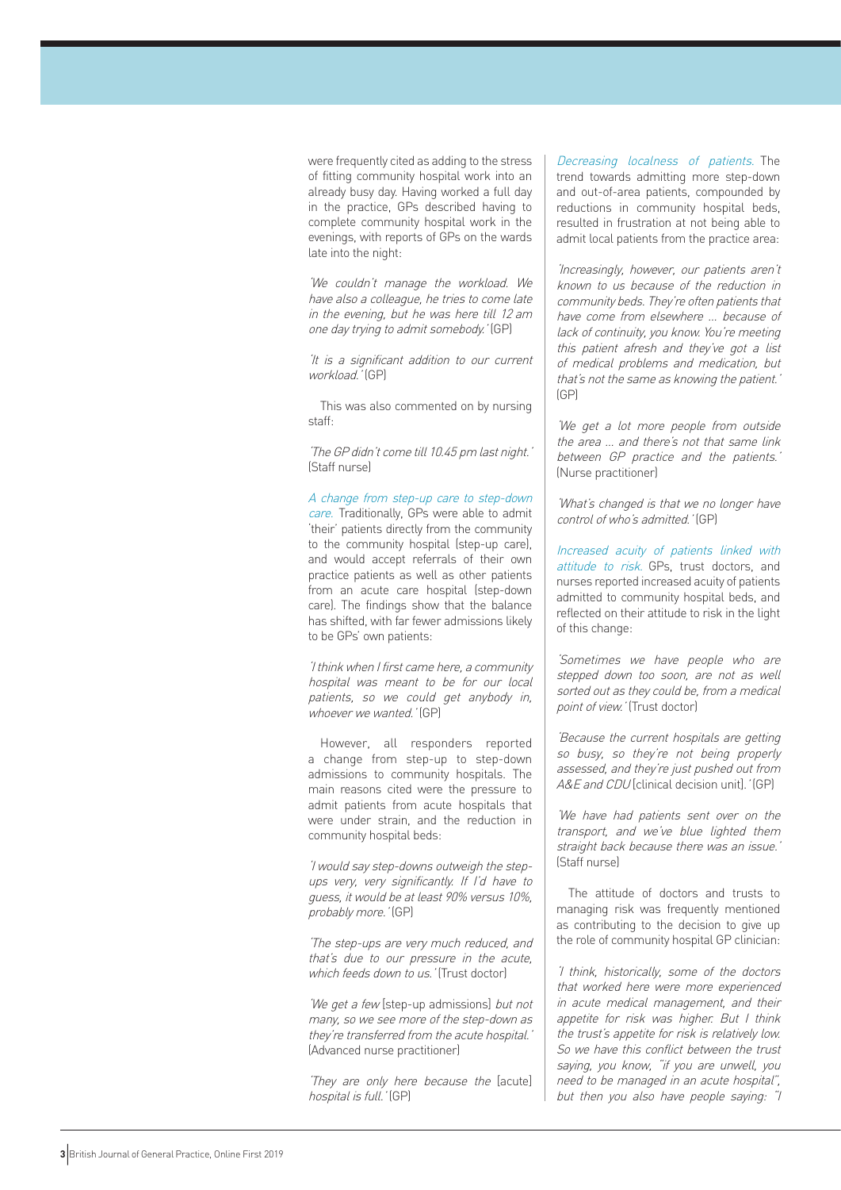were frequently cited as adding to the stress of fitting community hospital work into an already busy day. Having worked a full day in the practice, GPs described having to complete community hospital work in the evenings, with reports of GPs on the wards late into the night:

*'We couldn't manage the workload. We have also a colleague, he tries to come late in the evening, but he was here till 12 am one day trying to admit somebody.'* (GP)

*'It is a significant addition to our current workload.'* (GP)

This was also commented on by nursing staff:

*'The GP didn't come till 10.45 pm last night.'* (Staff nurse)

*A change from step-up care to step-down care.* Traditionally, GPs were able to admit 'their' patients directly from the community to the community hospital (step-up care), and would accept referrals of their own practice patients as well as other patients from an acute care hospital (step-down care). The findings show that the balance has shifted, with far fewer admissions likely to be GPs' own patients:

*'I think when I first came here, a community hospital was meant to be for our local patients, so we could get anybody in, whoever we wanted.'* (GP)

However, all responders reported a change from step-up to step-down admissions to community hospitals. The main reasons cited were the pressure to admit patients from acute hospitals that were under strain, and the reduction in community hospital beds:

*'I would say step-downs outweigh the step-ups very, very significantly. If I'd have to guess, it would be at least 90% versus 10%, probably more.'* (GP)

*'The step-ups are very much reduced, and that's due to our pressure in the acute, which feeds down to us.'* (Trust doctor)

*'We get a few* [step-up admissions] *but not many, so we see more of the step-down as they're transferred from the acute hospital.'* (Advanced nurse practitioner)

*'They are only here because the* [acute] *hospital is full.'* (GP)

*Decreasing localness of patients.* The trend towards admitting more step-down and out-of-area patients, compounded by reductions in community hospital beds, resulted in frustration at not being able to admit local patients from the practice area:

*'Increasingly, however, our patients aren't known to us because of the reduction in community beds. They're often patients that have come from elsewhere … because of lack of continuity, you know. You're meeting this patient afresh and they've got a list of medical problems and medication, but that's not the same as knowing the patient.'* (GP)

*'We get a lot more people from outside the area … and there's not that same link between GP practice and the patients.'* (Nurse practitioner)

*'What's changed is that we no longer have control of who's admitted.'* (GP)

*Increased acuity of patients linked with attitude to risk.* GPs, trust doctors, and nurses reported increased acuity of patients admitted to community hospital beds, and reflected on their attitude to risk in the light of this change:

*'Sometimes we have people who are stepped down too soon, are not as well sorted out as they could be, from a medical point of view.'* (Trust doctor)

*'Because the current hospitals are getting so busy, so they're not being properly assessed, and they're just pushed out from A&E and CDU* [clinical decision unit]*.'* (GP)

*'We have had patients sent over on the transport, and we've blue lighted them straight back because there was an issue.'* (Staff nurse)

The attitude of doctors and trusts to managing risk was frequently mentioned as contributing to the decision to give up the role of community hospital GP clinician:

*'I think, historically, some of the doctors that worked here were more experienced in acute medical management, and their appetite for risk was higher. But I think the trust's appetite for risk is relatively low. So we have this conflict between the trust saying, you know, "if you are unwell, you need to be managed in an acute hospital", but then you also have people saying: "I*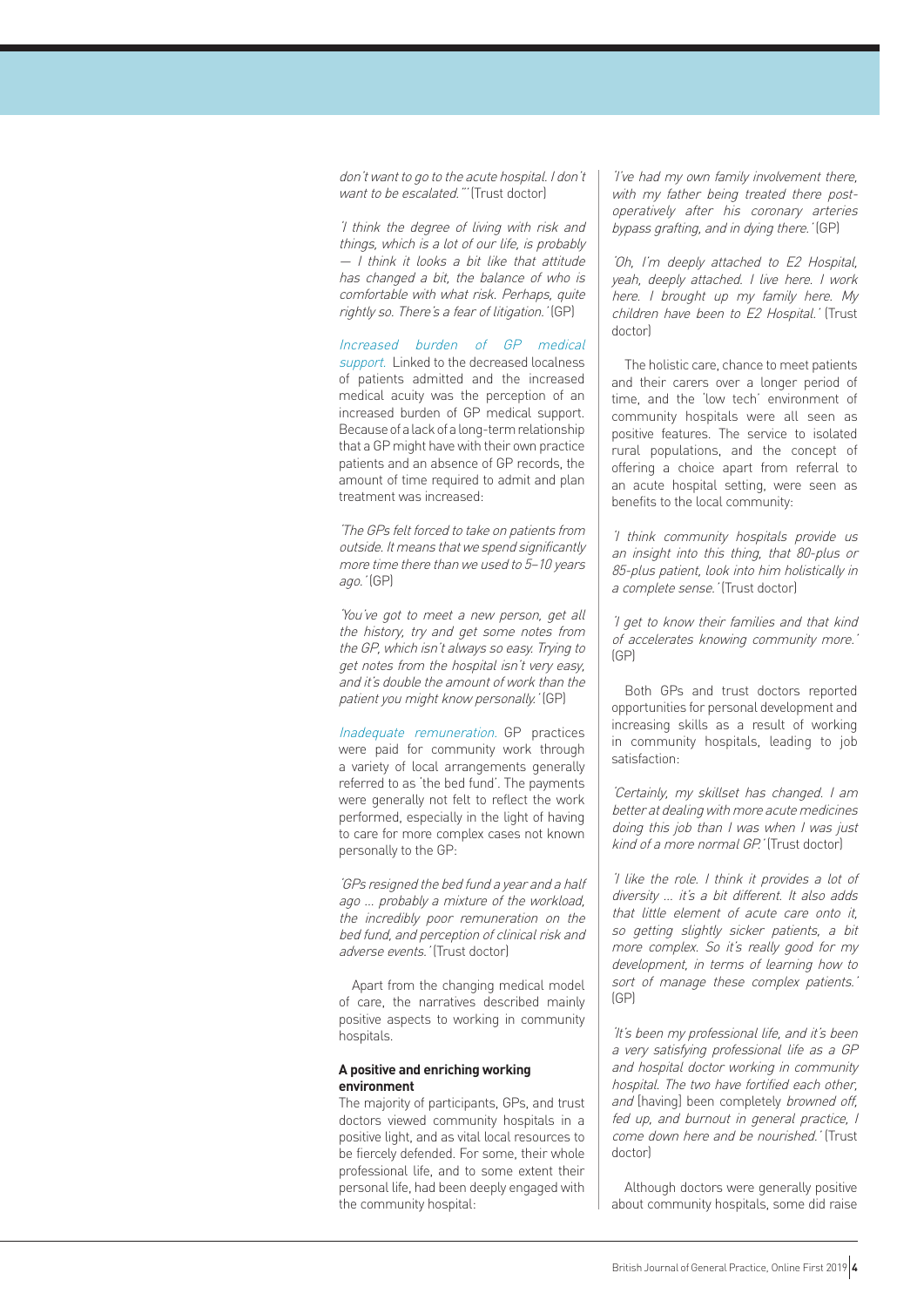*don't want to go to the acute hospital. I don't want to be escalated."'* (Trust doctor)

*'I think the degree of living with risk and things, which is a lot of our life, is probably — I think it looks a bit like that attitude has changed a bit, the balance of who is comfortable with what risk. Perhaps, quite rightly so. There's a fear of litigation.'* (GP)

*Increased burden of GP medical support.* Linked to the decreased localness of patients admitted and the increased medical acuity was the perception of an increased burden of GP medical support. Because of a lack of a long-term relationship that a GP might have with their own practice patients and an absence of GP records, the amount of time required to admit and plan treatment was increased:

*'The GPs felt forced to take on patients from outside. It means that we spend significantly more time there than we used to 5–10 years ago.'* (GP)

*'You've got to meet a new person, get all the history, try and get some notes from the GP, which isn't always so easy. Trying to get notes from the hospital isn't very easy, and it's double the amount of work than the patient you might know personally.'* (GP)

*Inadequate remuneration.* GP practices were paid for community work through a variety of local arrangements generally referred to as 'the bed fund'. The payments were generally not felt to reflect the work performed, especially in the light of having to care for more complex cases not known personally to the GP:

*'GPs resigned the bed fund a year and a half ago ... probably a mixture of the workload, the incredibly poor remuneration on the bed fund, and perception of clinical risk and adverse events.'* (Trust doctor)

Apart from the changing medical model of care, the narratives described mainly positive aspects to working in community hospitals.

**A positive and enriching working environment**

The majority of participants, GPs, and trust doctors viewed community hospitals in a positive light, and as vital local resources to be fiercely defended. For some, their whole professional life, and to some extent their personal life, had been deeply engaged with the community hospital:

*'I've had my own family involvement there, with my father being treated there post-operatively after his coronary arteries bypass grafting, and in dying there.'* (GP)

*'Oh, I'm deeply attached to E2 Hospital, yeah, deeply attached. I live here. I work here. I brought up my family here. My children have been to E2 Hospital.'* (Trust doctor)

The holistic care, chance to meet patients and their carers over a longer period of time, and the 'low tech' environment of community hospitals were all seen as positive features. The service to isolated rural populations, and the concept of offering a choice apart from referral to an acute hospital setting, were seen as benefits to the local community:

*'I think community hospitals provide us an insight into this thing, that 80-plus or 85-plus patient, look into him holistically in a complete sense.'* (Trust doctor)

*'I get to know their families and that kind of accelerates knowing community more.'* (GP)

Both GPs and trust doctors reported opportunities for personal development and increasing skills as a result of working in community hospitals, leading to job satisfaction:

*'Certainly, my skillset has changed. I am better at dealing with more acute medicines doing this job than I was when I was just kind of a more normal GP.'* (Trust doctor)

*'I like the role. I think it provides a lot of diversity ... it's a bit different. It also adds that little element of acute care onto it, so getting slightly sicker patients, a bit more complex. So it's really good for my development, in terms of learning how to sort of manage these complex patients.'* (GP)

*'It's been my professional life, and it's been a very satisfying professional life as a GP and hospital doctor working in community hospital. The two have fortified each other, and* [having] *been completely browned off, fed up, and burnout in general practice, I come down here and be nourished.'* (Trust doctor)

Although doctors were generally positive about community hospitals, some did raise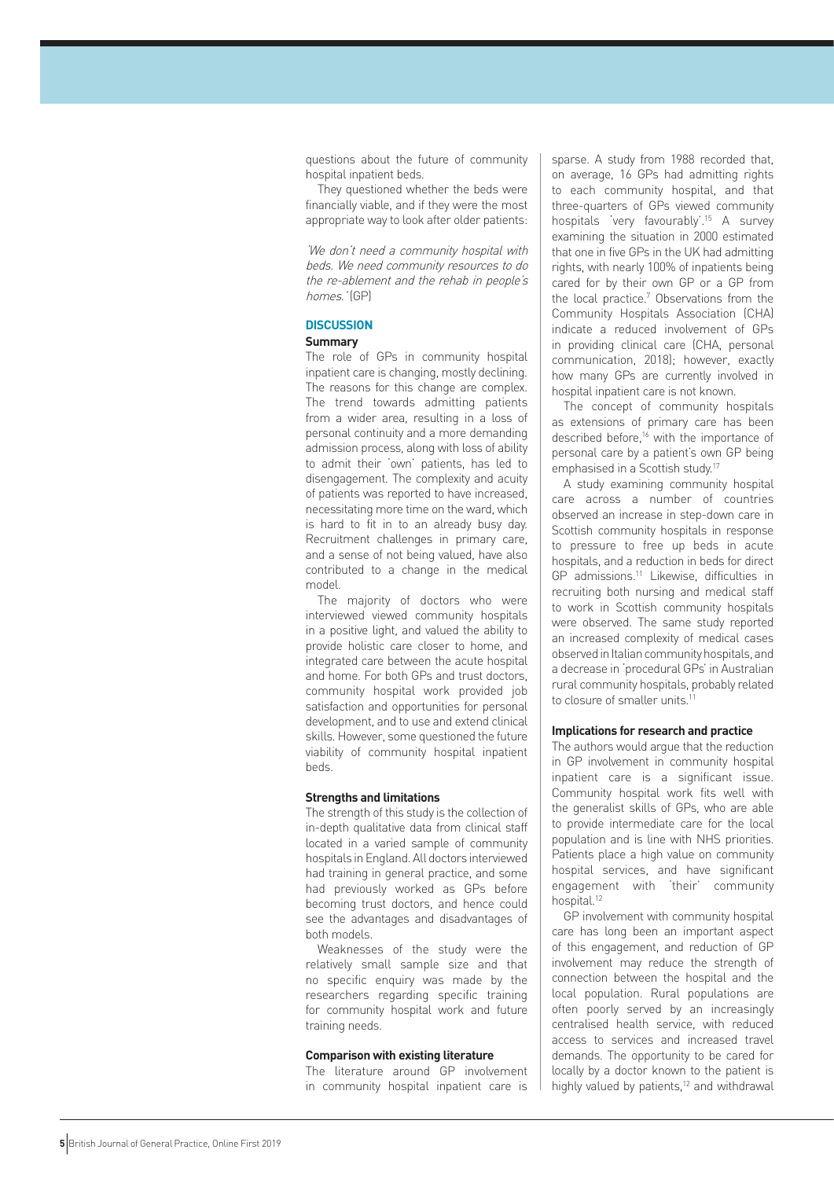questions about the future of community hospital inpatient beds.

They questioned whether the beds were financially viable, and if they were the most appropriate way to look after older patients:

*'We don't need a community hospital with beds. We need community resources to do the re-ablement and the rehab in people's homes.'* (GP)

## DISCUSSION

### Summary

The role of GPs in community hospital inpatient care is changing, mostly declining. The reasons for this change are complex. The trend towards admitting patients from a wider area, resulting in a loss of personal continuity and a more demanding admission process, along with loss of ability to admit their 'own' patients, has led to disengagement. The complexity and acuity of patients was reported to have increased, necessitating more time on the ward, which is hard to fit in to an already busy day. Recruitment challenges in primary care, and a sense of not being valued, have also contributed to a change in the medical model.

The majority of doctors who were interviewed viewed community hospitals in a positive light, and valued the ability to provide holistic care closer to home, and integrated care between the acute hospital and home. For both GPs and trust doctors, community hospital work provided job satisfaction and opportunities for personal development, and to use and extend clinical skills. However, some questioned the future viability of community hospital inpatient beds.

### Strengths and limitations

The strength of this study is the collection of in-depth qualitative data from clinical staff located in a varied sample of community hospitals in England. All doctors interviewed had training in general practice, and some had previously worked as GPs before becoming trust doctors, and hence could see the advantages and disadvantages of both models.

Weaknesses of the study were the relatively small sample size and that no specific enquiry was made by the researchers regarding specific training for community hospital work and future training needs.

### Comparison with existing literature

The literature around GP involvement in community hospital inpatient care is sparse. A study from 1988 recorded that, on average, 16 GPs had admitting rights to each community hospital, and that three-quarters of GPs viewed community hospitals 'very favourably'.[15] A survey examining the situation in 2000 estimated that one in five GPs in the UK had admitting rights, with nearly 100% of inpatients being cared for by their own GP or a GP from the local practice.[7] Observations from the Community Hospitals Association (CHA) indicate a reduced involvement of GPs in providing clinical care (CHA, personal communication, 2018); however, exactly how many GPs are currently involved in hospital inpatient care is not known.

The concept of community hospitals as extensions of primary care has been described before,[16] with the importance of personal care by a patient's own GP being emphasised in a Scottish study.[17]

A study examining community hospital care across a number of countries observed an increase in step-down care in Scottish community hospitals in response to pressure to free up beds in acute hospitals, and a reduction in beds for direct GP admissions.[11] Likewise, difficulties in recruiting both nursing and medical staff to work in Scottish community hospitals were observed. The same study reported an increased complexity of medical cases observed in Italian community hospitals, and a decrease in 'procedural GPs' in Australian rural community hospitals, probably related to closure of smaller units.[11]

### Implications for research and practice

The authors would argue that the reduction in GP involvement in community hospital inpatient care is a significant issue. Community hospital work fits well with the generalist skills of GPs, who are able to provide intermediate care for the local population and is line with NHS priorities. Patients place a high value on community hospital services, and have significant engagement with 'their' community hospital.[12]

GP involvement with community hospital care has long been an important aspect of this engagement, and reduction of GP involvement may reduce the strength of connection between the hospital and the local population. Rural populations are often poorly served by an increasingly centralised health service, with reduced access to services and increased travel demands. The opportunity to be cared for locally by a doctor known to the patient is highly valued by patients,[12] and withdrawal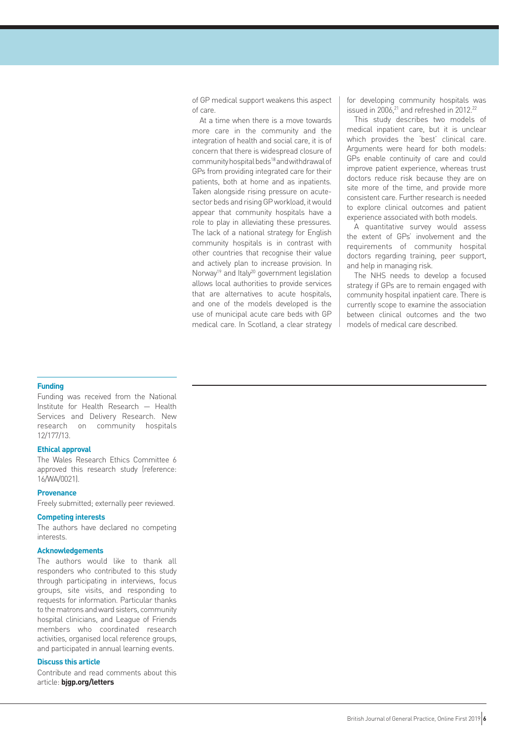of GP medical support weakens this aspect of care.

At a time when there is a move towards more care in the community and the integration of health and social care, it is of concern that there is widespread closure of community hospital beds[18] and withdrawal of GPs from providing integrated care for their patients, both at home and as inpatients. Taken alongside rising pressure on acute-sector beds and rising GP workload, it would appear that community hospitals have a role to play in alleviating these pressures. The lack of a national strategy for English community hospitals is in contrast with other countries that recognise their value and actively plan to increase provision. In Norway[19] and Italy[20] government legislation allows local authorities to provide services that are alternatives to acute hospitals, and one of the models developed is the use of municipal acute care beds with GP medical care. In Scotland, a clear strategy for developing community hospitals was issued in 2006,[21] and refreshed in 2012.[22]

This study describes two models of medical inpatient care, but it is unclear which provides the 'best' clinical care. Arguments were heard for both models: GPs enable continuity of care and could improve patient experience, whereas trust doctors reduce risk because they are on site more of the time, and provide more consistent care. Further research is needed to explore clinical outcomes and patient experience associated with both models.

A quantitative survey would assess the extent of GPs' involvement and the requirements of community hospital doctors regarding training, peer support, and help in managing risk.

The NHS needs to develop a focused strategy if GPs are to remain engaged with community hospital inpatient care. There is currently scope to examine the association between clinical outcomes and the two models of medical care described.

**Funding**

Funding was received from the National Institute for Health Research — Health Services and Delivery Research. New research on community hospitals 12/177/13.

**Ethical approval**

The Wales Research Ethics Committee 6 approved this research study (reference: 16/WA/0021).

**Provenance**

Freely submitted; externally peer reviewed.

**Competing interests**

The authors have declared no competing interests.

**Acknowledgements**

The authors would like to thank all responders who contributed to this study through participating in interviews, focus groups, site visits, and responding to requests for information. Particular thanks to the matrons and ward sisters, community hospital clinicians, and League of Friends members who coordinated research activities, organised local reference groups, and participated in annual learning events.

**Discuss this article**

Contribute and read comments about this article: **bjgp.org/letters**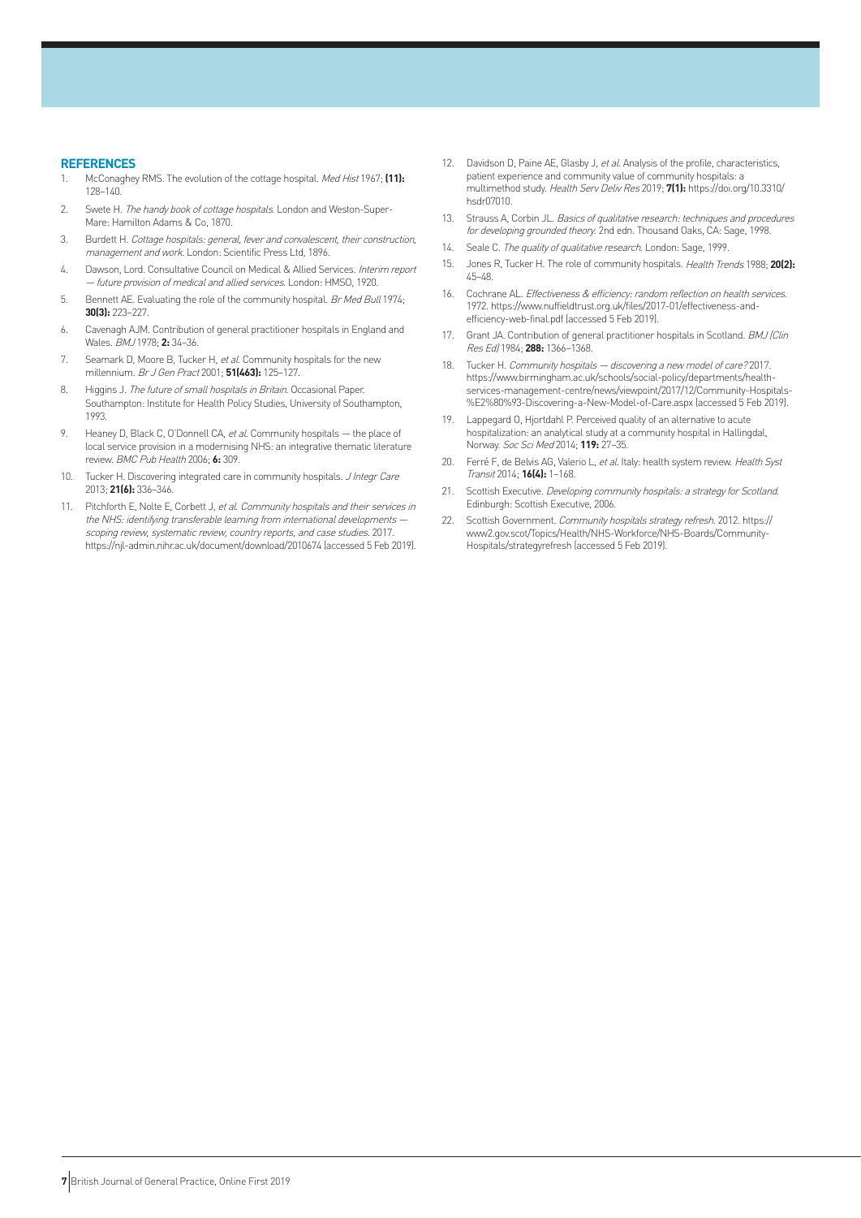## REFERENCES

1. McConaghey RMS. The evolution of the cottage hospital. *Med Hist* 1967; **(11):** 128–140.
2. Swete H. *The handy book of cottage hospitals*. London and Weston-Super-Mare: Hamilton Adams & Co, 1870.
3. Burdett H. *Cottage hospitals: general, fever and convalescent, their construction, management and work*. London: Scientific Press Ltd, 1896.
4. Dawson, Lord. Consultative Council on Medical & Allied Services. *Interim report — future provision of medical and allied services*. London: HMSO, 1920.
5. Bennett AE. Evaluating the role of the community hospital. *Br Med Bull* 1974; **30(3):** 223–227.
6. Cavenagh AJM. Contribution of general practitioner hospitals in England and Wales. *BMJ* 1978; **2:** 34–36.
7. Seamark D, Moore B, Tucker H, *et al*. Community hospitals for the new millennium. *Br J Gen Pract* 2001; **51(463):** 125–127.
8. Higgins J. *The future of small hospitals in Britain*. Occasional Paper. Southampton: Institute for Health Policy Studies, University of Southampton, 1993.
9. Heaney D, Black C, O'Donnell CA, *et al*. Community hospitals — the place of local service provision in a modernising NHS: an integrative thematic literature review. *BMC Pub Health* 2006; **6:** 309.
10. Tucker H. Discovering integrated care in community hospitals. *J Integr Care* 2013; **21(6):** 336–346.
11. Pitchforth E, Nolte E, Corbett J, *et al*. *Community hospitals and their services in the NHS: identifying transferable learning from international developments — scoping review, systematic review, country reports, and case studies*. 2017. https://njl-admin.nihr.ac.uk/document/download/2010674 (accessed 5 Feb 2019).
12. Davidson D, Paine AE, Glasby J, *et al*. Analysis of the profile, characteristics, patient experience and community value of community hospitals: a multimethod study. *Health Serv Deliv Res* 2019; **7(1):** https://doi.org/10.3310/hsdr07010.
13. Strauss A, Corbin JL. *Basics of qualitative research: techniques and procedures for developing grounded theory*. 2nd edn. Thousand Oaks, CA: Sage, 1998.
14. Seale C. *The quality of qualitative research*. London: Sage, 1999.
15. Jones R, Tucker H. The role of community hospitals. *Health Trends* 1988; **20(2):** 45–48.
16. Cochrane AL. *Effectiveness & efficiency: random reflection on health services*. 1972. https://www.nuffieldtrust.org.uk/files/2017-01/effectiveness-and-efficiency-web-final.pdf (accessed 5 Feb 2019).
17. Grant JA. Contribution of general practitioner hospitals in Scotland. *BMJ (Clin Res Ed)* 1984; **288:** 1366–1368.
18. Tucker H. *Community hospitals — discovering a new model of care?* 2017. https://www.birmingham.ac.uk/schools/social-policy/departments/health-services-management-centre/news/viewpoint/2017/12/Community-Hospitals-%E2%80%93-Discovering-a-New-Model-of-Care.aspx (accessed 5 Feb 2019).
19. Lappegard O, Hjortdahl P. Perceived quality of an alternative to acute hospitalization: an analytical study at a community hospital in Hallingdal, Norway. *Soc Sci Med* 2014; **119:** 27–35.
20. Ferré F, de Belvis AG, Valerio L, *et al*. Italy: health system review. *Health Syst Transit* 2014; **16(4):** 1–168.
21. Scottish Executive. *Developing community hospitals: a strategy for Scotland*. Edinburgh: Scottish Executive, 2006.
22. Scottish Government. *Community hospitals strategy refresh*. 2012. https://www2.gov.scot/Topics/Health/NHS-Workforce/NHS-Boards/Community-Hospitals/strategyrefresh (accessed 5 Feb 2019).